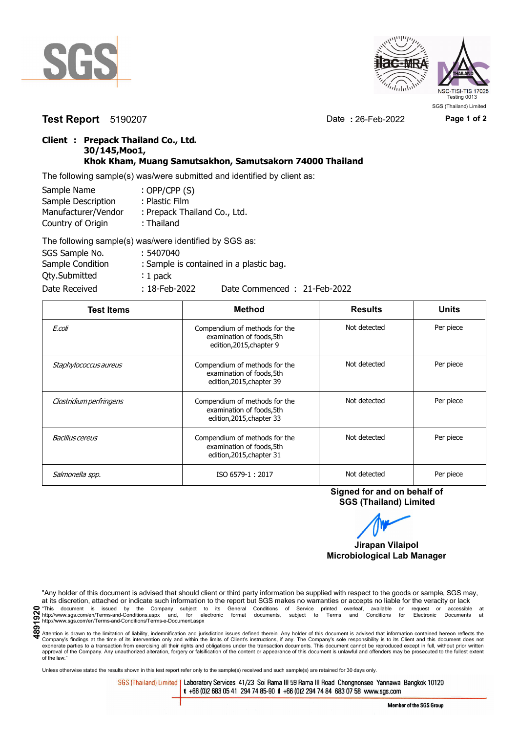SGS

ilac-MRA THAILAND NSC-TISI-TIS 17025 Testing 0013

SGS (Thailand) Limited

**Test Report** 5190207 Date : 26-Feb-2022

**Client : Prepack Thailand Co., Ltd.**
**30/145,Moo1,**
**Khok Kham, Muang Samutsakhon, Samutsakorn 74000 Thailand**

The following sample(s) was/were submitted and identified by client as:

Sample Name : OPP/CPP (S)
Sample Description : Plastic Film
Manufacturer/Vendor : Prepack Thailand Co., Ltd.
Country of Origin : Thailand

The following sample(s) was/were identified by SGS as:

SGS Sample No. : 5407040
Sample Condition : Sample is contained in a plastic bag.
Qty.Submitted : 1 pack
Date Received : 18-Feb-2022 Date Commenced : 21-Feb-2022

| Test Items | Method | Results | Units |
|---|---|---|---|
| *E.coli* | Compendium of methods for the examination of foods,5th edition,2015,chapter 9 | Not detected | Per piece |
| *Staphylococcus aureus* | Compendium of methods for the examination of foods,5th edition,2015,chapter 39 | Not detected | Per piece |
| *Clostridium perfringens* | Compendium of methods for the examination of foods,5th edition,2015,chapter 33 | Not detected | Per piece |
| *Bacillus cereus* | Compendium of methods for the examination of foods,5th edition,2015,chapter 31 | Not detected | Per piece |
| *Salmonella spp.* | ISO 6579-1 : 2017 | Not detected | Per piece |

**Signed for and on behalf of**
**SGS (Thailand) Limited**

**Jirapan Vilaipol**
**Microbiological Lab Manager**

"Any holder of this document is advised that should client or third party information be supplied with respect to the goods or sample, SGS may, at its discretion, attached or indicate such information to the report but SGS makes no warranties or accepts no liable for the veracity or lack

4891920

"This document is issued by the Company subject to its General Conditions of Service printed overleaf, available on request or accessible at http://www.sgs.com/en/Terms-and-Conditions.aspx and, for electronic format documents, subject to Terms and Conditions for Electronic Documents at http://www.sgs.com/en/Terms-and-Conditions/Terms-e-Document.aspx

Attention is drawn to the limitation of liability, indemnification and jurisdiction issues defined therein. Any holder of this document is advised that information contained hereon reflects the Company's findings at the time of its intervention only and within the limits of Client's instructions, if any. The Company's sole responsibility is to its Client and this document does not exonerate parties to a transaction from exercising all their rights and obligations under the transaction documents. This document cannot be reproduced except in full, without prior written approval of the Company. Any unauthorized alteration, forgery or falsification of the content or appearance of this document is unlawful and offenders may be prosecuted to the fullest extent of the law."

Unless otherwise stated the results shown in this test report refer only to the sample(s) received and such sample(s) are retained for 30 days only.

SGS (Thailand) Limited | Laboratory Services 41/23 Soi Rama III 59 Rama III Road Chongnonsee Yannawa Bangkok 10120
t +66 (0)2 683 05 41 294 74 85-90 f +66 (0)2 294 74 84 683 07 58 www.sgs.com

Member of the SGS Group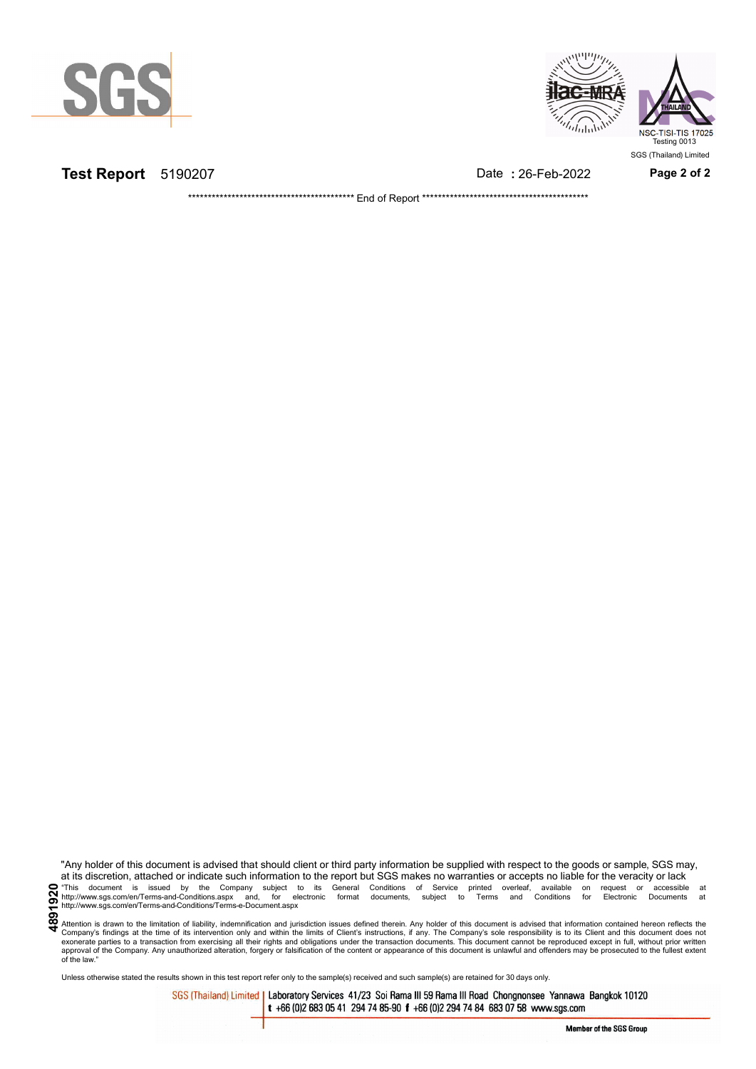**Test Report** 5190207 Date **:** 26-Feb-2022

******************************************** End of Report ********************************************

"Any holder of this document is advised that should client or third party information be supplied with respect to the goods or sample, SGS may, at its discretion, attached or indicate such information to the report but SGS makes no warranties or accepts no liable for the veracity or lack

"This document is issued by the Company subject to its General Conditions of Service printed overleaf, available on request or accessible at http://www.sgs.com/en/Terms-and-Conditions.aspx and, for electronic format documents, subject to Terms and Conditions for Electronic Documents at http://www.sgs.com/en/Terms-and-Conditions/Terms-e-Document.aspx

Attention is drawn to the limitation of liability, indemnification and jurisdiction issues defined therein. Any holder of this document is advised that information contained hereon reflects the Company's findings at the time of its intervention only and within the limits of Client's instructions, if any. The Company's sole responsibility is to its Client and this document does not exonerate parties to a transaction from exercising all their rights and obligations under the transaction documents. This document cannot be reproduced except in full, without prior written approval of the Company. Any unauthorized alteration, forgery or falsification of the content or appearance of this document is unlawful and offenders may be prosecuted to the fullest extent of the law."

Unless otherwise stated the results shown in this test report refer only to the sample(s) received and such sample(s) are retained for 30 days only.

4891920

SGS (Thailand) Limited | Laboratory Services 41/23 Soi Rama III 59 Rama III Road Chongnonsee Yannawa Bangkok 10120
t +66 (0)2 683 05 41 294 74 85-90 f +66 (0)2 294 74 84 683 07 58 www.sgs.com

Member of the SGS Group